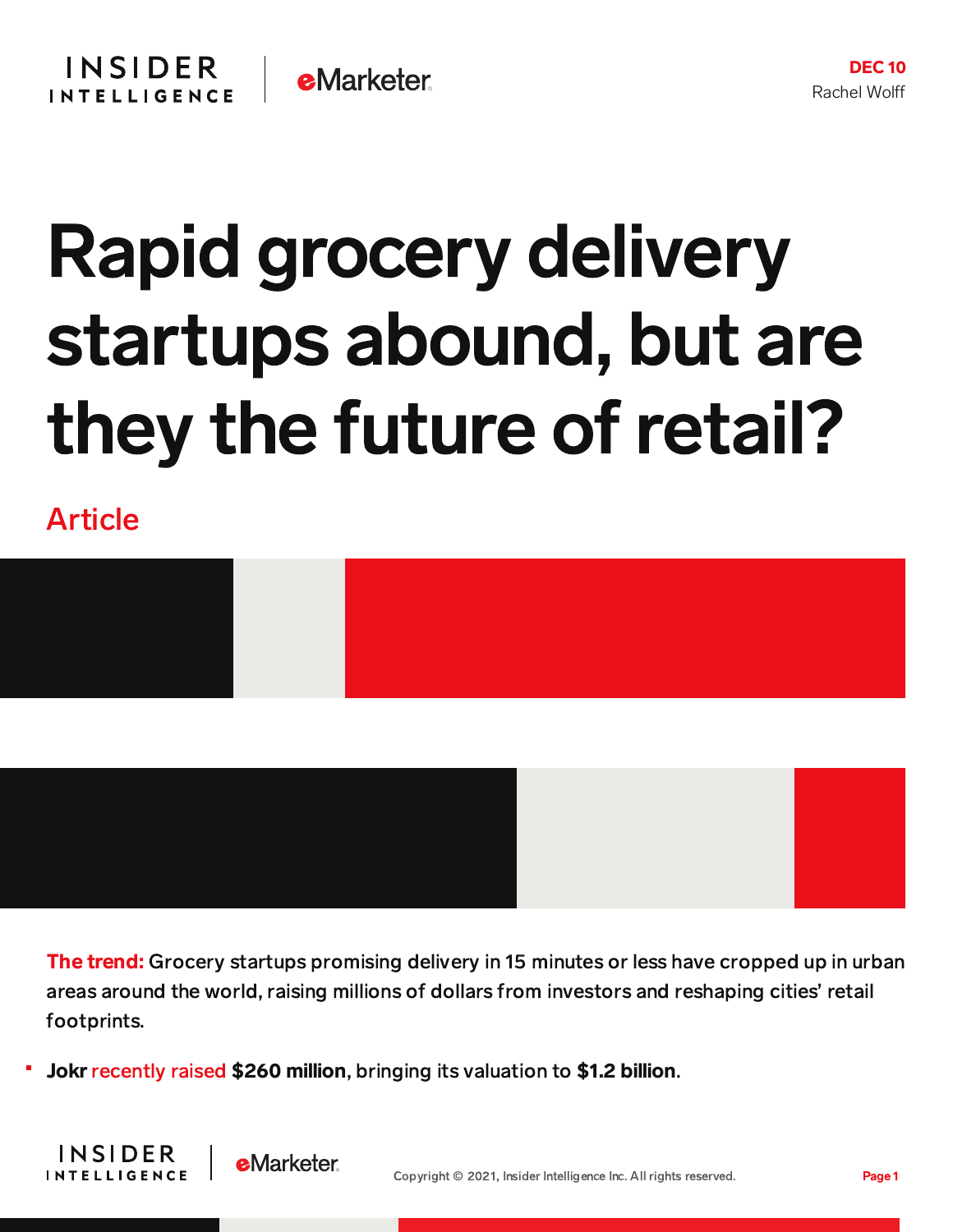DEC 10
Rachel Wolff

# Rapid grocery delivery startups abound, but are they the future of retail?

Article

**The trend:** Grocery startups promising delivery in 15 minutes or less have cropped up in urban areas around the world, raising millions of dollars from investors and reshaping cities' retail footprints.

- **Jokr** recently raised **$260 million**, bringing its valuation to **$1.2 billion**.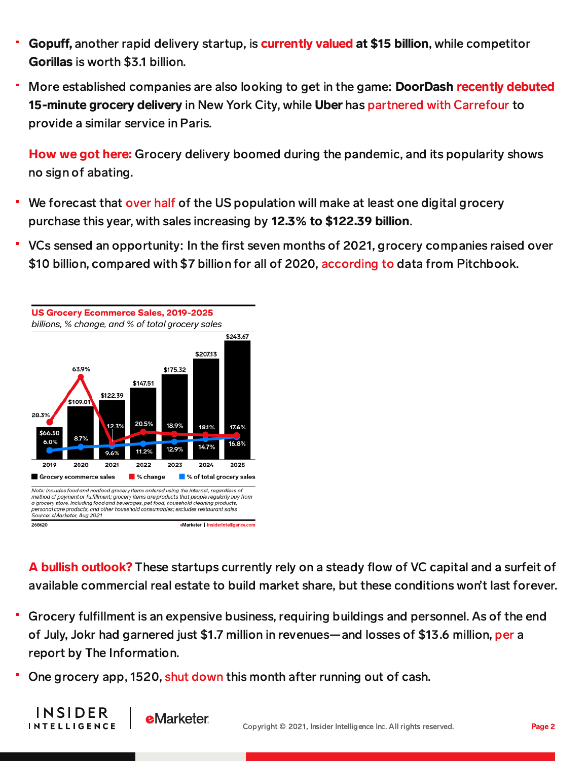- **Gopuff,** another rapid delivery startup, is currently valued **at $15 billion**, while competitor **Gorillas** is worth $3.1 billion.
- More established companies are also looking to get in the game: **DoorDash** recently debuted **15-minute grocery delivery** in New York City, while **Uber** has partnered with Carrefour to provide a similar service in Paris.

**How we got here:** Grocery delivery boomed during the pandemic, and its popularity shows no sign of abating.

- We forecast that over half of the US population will make at least one digital grocery purchase this year, with sales increasing by **12.3% to $122.39 billion**.
- VCs sensed an opportunity: In the first seven months of 2021, grocery companies raised over $10 billion, compared with $7 billion for all of 2020, according to data from Pitchbook.

**US Grocery Ecommerce Sales, 2019-2025**

*billions, % change, and % of total grocery sales*

| | 2019 | 2020 | 2021 | 2022 | 2023 | 2024 | 2025 |
|---|---|---|---|---|---|---|---|
| Grocery ecommerce sales | $66.50 | $109.01 | $122.39 | $147.51 | $175.32 | $207.13 | $243.67 |
| % change | 28.3% | 63.9% | 12.3% | 20.5% | 18.9% | 18.1% | 17.6% |
| % of total grocery sales | 6.0% | 8.7% | 9.6% | 11.2% | 12.9% | 14.7% | 16.8% |

*Note: includes food and nonfood grocery items ordered using the internet, regardless of method of payment or fulfillment; grocery items are products that people regularly buy from a grocery store, including food and beverages, pet food, household cleaning products, personal care products, and other household consumables; excludes restaurant sales*
*Source: eMarketer, Aug 2021*

268620 eMarketer | InsiderIntelligence.com

**A bullish outlook?** These startups currently rely on a steady flow of VC capital and a surfeit of available commercial real estate to build market share, but these conditions won't last forever.

- Grocery fulfillment is an expensive business, requiring buildings and personnel. As of the end of July, Jokr had garnered just $1.7 million in revenues—and losses of $13.6 million, per a report by The Information.
- One grocery app, 1520, shut down this month after running out of cash.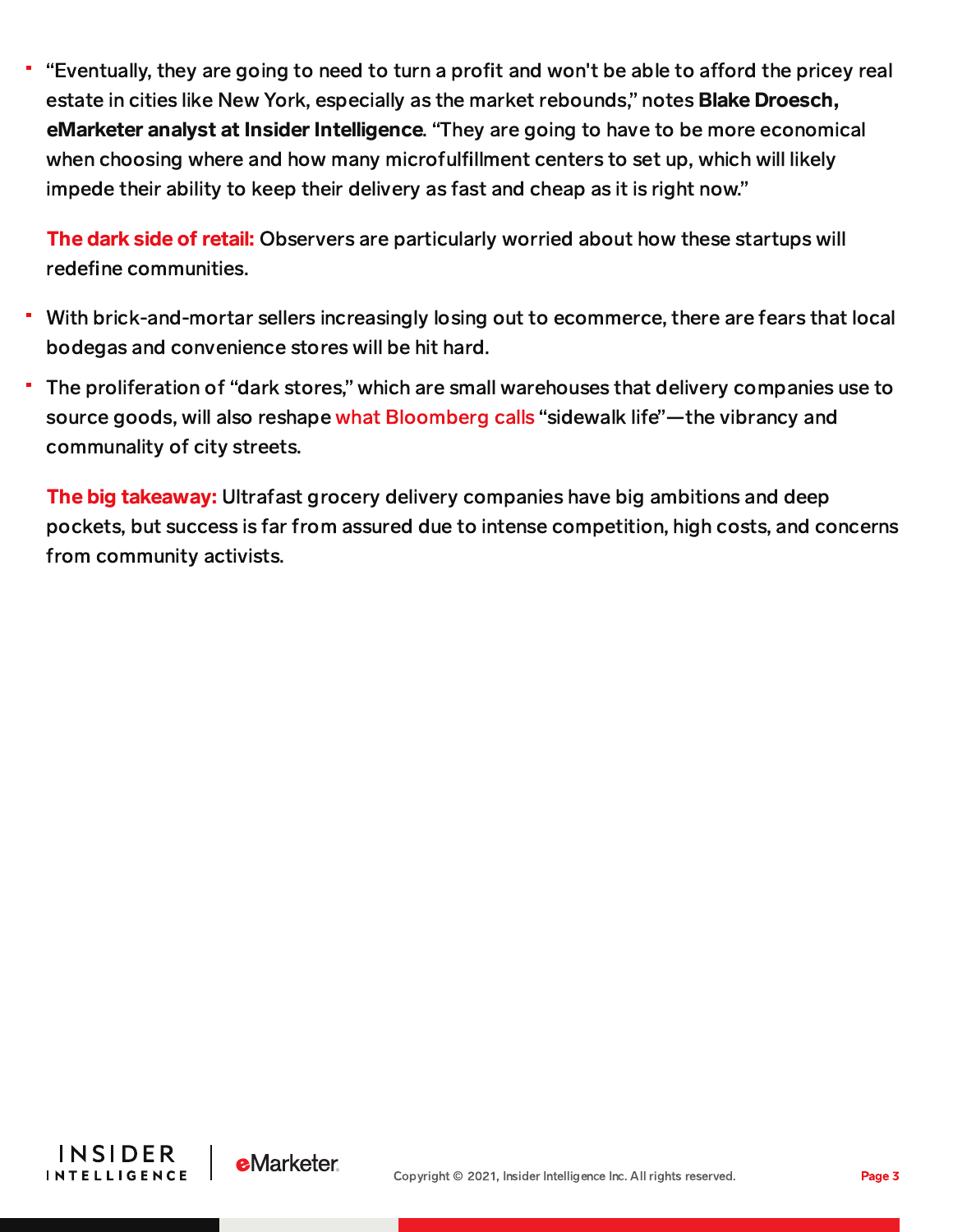- "Eventually, they are going to need to turn a profit and won't be able to afford the pricey real estate in cities like New York, especially as the market rebounds," notes **Blake Droesch, eMarketer analyst at Insider Intelligence**. "They are going to have to be more economical when choosing where and how many microfulfillment centers to set up, which will likely impede their ability to keep their delivery as fast and cheap as it is right now."

**The dark side of retail:** Observers are particularly worried about how these startups will redefine communities.

- With brick-and-mortar sellers increasingly losing out to ecommerce, there are fears that local bodegas and convenience stores will be hit hard.
- The proliferation of "dark stores," which are small warehouses that delivery companies use to source goods, will also reshape what Bloomberg calls "sidewalk life"—the vibrancy and communality of city streets.

**The big takeaway:** Ultrafast grocery delivery companies have big ambitions and deep pockets, but success is far from assured due to intense competition, high costs, and concerns from community activists.